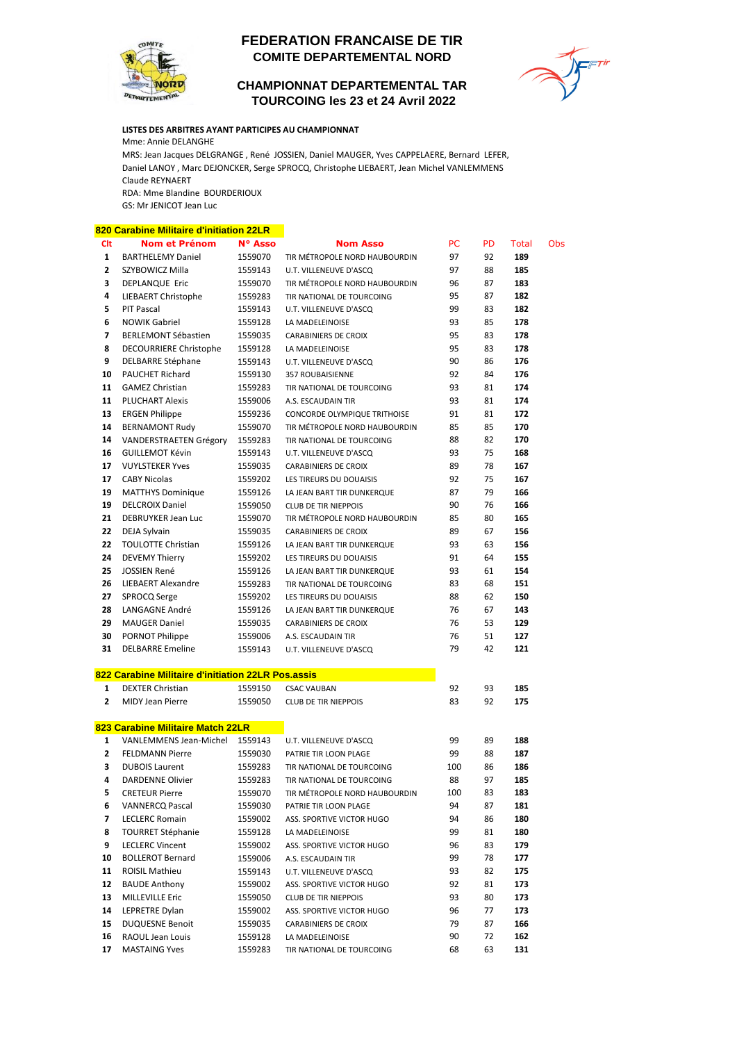# FEDERATION FRANCAISE DE TIR
## COMITE DEPARTEMENTAL NORD

## CHAMPIONNAT DEPARTEMENTAL TAR
## TOURCOING les 23 et 24 Avril 2022

**LISTES DES ARBITRES AYANT PARTICIPES AU CHAMPIONNAT**

Mme: Annie DELANGHE

MRS: Jean Jacques DELGRANGE , René JOSSIEN, Daniel MAUGER, Yves CAPPELAERE, Bernard LEFER, Daniel LANOY , Marc DEJONCKER, Serge SPROCQ, Christophe LIEBAERT, Jean Michel VANLEMMENS Claude REYNAERT

RDA: Mme Blandine BOURDERIOUX

GS: Mr JENICOT Jean Luc

### 820 Carabine Militaire d'initiation 22LR

| Clt | Nom et Prénom | N° Asso | Nom Asso | PC | PD | Total | Obs |
|---|---|---|---|---|---|---|---|
| 1 | BARTHELEMY Daniel | 1559070 | TIR MÉTROPOLE NORD HAUBOURDIN | 97 | 92 | **189** | |
| 2 | SZYBOWICZ Milla | 1559143 | U.T. VILLENEUVE D'ASCQ | 97 | 88 | **185** | |
| 3 | DEPLANQUE Eric | 1559070 | TIR MÉTROPOLE NORD HAUBOURDIN | 96 | 87 | **183** | |
| 4 | LIEBAERT Christophe | 1559283 | TIR NATIONAL DE TOURCOING | 95 | 87 | **182** | |
| 5 | PIT Pascal | 1559143 | U.T. VILLENEUVE D'ASCQ | 99 | 83 | **182** | |
| 6 | NOWIK Gabriel | 1559128 | LA MADELEINOISE | 93 | 85 | **178** | |
| 7 | BERLEMONT Sébastien | 1559035 | CARABINIERS DE CROIX | 95 | 83 | **178** | |
| 8 | DECOURRIERE Christophe | 1559128 | LA MADELEINOISE | 95 | 83 | **178** | |
| 9 | DELBARRE Stéphane | 1559143 | U.T. VILLENEUVE D'ASCQ | 90 | 86 | **176** | |
| 10 | PAUCHET Richard | 1559130 | 357 ROUBAISIENNE | 92 | 84 | **176** | |
| 11 | GAMEZ Christian | 1559283 | TIR NATIONAL DE TOURCOING | 93 | 81 | **174** | |
| 11 | PLUCHART Alexis | 1559006 | A.S. ESCAUDAIN TIR | 93 | 81 | **174** | |
| 13 | ERGEN Philippe | 1559236 | CONCORDE OLYMPIQUE TRITHOISE | 91 | 81 | **172** | |
| 14 | BERNAMONT Rudy | 1559070 | TIR MÉTROPOLE NORD HAUBOURDIN | 85 | 85 | **170** | |
| 14 | VANDERSTRAETEN Grégory | 1559283 | TIR NATIONAL DE TOURCOING | 88 | 82 | **170** | |
| 16 | GUILLEMOT Kévin | 1559143 | U.T. VILLENEUVE D'ASCQ | 93 | 75 | **168** | |
| 17 | VUYLSTEKER Yves | 1559035 | CARABINIERS DE CROIX | 89 | 78 | **167** | |
| 17 | CABY Nicolas | 1559202 | LES TIREURS DU DOUAISIS | 92 | 75 | **167** | |
| 19 | MATTHYS Dominique | 1559126 | LA JEAN BART TIR DUNKERQUE | 87 | 79 | **166** | |
| 19 | DELCROIX Daniel | 1559050 | CLUB DE TIR NIEPPOIS | 90 | 76 | **166** | |
| 21 | DEBRUYKER Jean Luc | 1559070 | TIR MÉTROPOLE NORD HAUBOURDIN | 85 | 80 | **165** | |
| 22 | DEJA Sylvain | 1559035 | CARABINIERS DE CROIX | 89 | 67 | **156** | |
| 22 | TOULOTTE Christian | 1559126 | LA JEAN BART TIR DUNKERQUE | 93 | 63 | **156** | |
| 24 | DEVEMY Thierry | 1559202 | LES TIREURS DU DOUAISIS | 91 | 64 | **155** | |
| 25 | JOSSIEN René | 1559126 | LA JEAN BART TIR DUNKERQUE | 93 | 61 | **154** | |
| 26 | LIEBAERT Alexandre | 1559283 | TIR NATIONAL DE TOURCOING | 83 | 68 | **151** | |
| 27 | SPROCQ Serge | 1559202 | LES TIREURS DU DOUAISIS | 88 | 62 | **150** | |
| 28 | LANGAGNE André | 1559126 | LA JEAN BART TIR DUNKERQUE | 76 | 67 | **143** | |
| 29 | MAUGER Daniel | 1559035 | CARABINIERS DE CROIX | 76 | 53 | **129** | |
| 30 | PORNOT Philippe | 1559006 | A.S. ESCAUDAIN TIR | 76 | 51 | **127** | |
| 31 | DELBARRE Emeline | 1559143 | U.T. VILLENEUVE D'ASCQ | 79 | 42 | **121** | |

### 822 Carabine Militaire d'initiation 22LR Pos.assis

| Clt | Nom et Prénom | N° Asso | Nom Asso | PC | PD | Total | Obs |
|---|---|---|---|---|---|---|---|
| 1 | DEXTER Christian | 1559150 | CSAC VAUBAN | 92 | 93 | **185** | |
| 2 | MIDY Jean Pierre | 1559050 | CLUB DE TIR NIEPPOIS | 83 | 92 | **175** | |

### 823 Carabine Militaire Match 22LR

| Clt | Nom et Prénom | N° Asso | Nom Asso | PC | PD | Total | Obs |
|---|---|---|---|---|---|---|---|
| 1 | VANLEMMENS Jean-Michel | 1559143 | U.T. VILLENEUVE D'ASCQ | 99 | 89 | **188** | |
| 2 | FELDMANN Pierre | 1559030 | PATRIE TIR LOON PLAGE | 99 | 88 | **187** | |
| 3 | DUBOIS Laurent | 1559283 | TIR NATIONAL DE TOURCOING | 100 | 86 | **186** | |
| 4 | DARDENNE Olivier | 1559283 | TIR NATIONAL DE TOURCOING | 88 | 97 | **185** | |
| 5 | CRETEUR Pierre | 1559070 | TIR MÉTROPOLE NORD HAUBOURDIN | 100 | 83 | **183** | |
| 6 | VANNERCQ Pascal | 1559030 | PATRIE TIR LOON PLAGE | 94 | 87 | **181** | |
| 7 | LECLERC Romain | 1559002 | ASS. SPORTIVE VICTOR HUGO | 94 | 86 | **180** | |
| 8 | TOURRET Stéphanie | 1559128 | LA MADELEINOISE | 99 | 81 | **180** | |
| 9 | LECLERC Vincent | 1559002 | ASS. SPORTIVE VICTOR HUGO | 96 | 83 | **179** | |
| 10 | BOLLEROT Bernard | 1559006 | A.S. ESCAUDAIN TIR | 99 | 78 | **177** | |
| 11 | ROISIL Mathieu | 1559143 | U.T. VILLENEUVE D'ASCQ | 93 | 82 | **175** | |
| 12 | BAUDE Anthony | 1559002 | ASS. SPORTIVE VICTOR HUGO | 92 | 81 | **173** | |
| 13 | MILLEVILLE Eric | 1559050 | CLUB DE TIR NIEPPOIS | 93 | 80 | **173** | |
| 14 | LEPRETRE Dylan | 1559002 | ASS. SPORTIVE VICTOR HUGO | 96 | 77 | **173** | |
| 15 | DUQUESNE Benoit | 1559035 | CARABINIERS DE CROIX | 79 | 87 | **166** | |
| 16 | RAOUL Jean Louis | 1559128 | LA MADELEINOISE | 90 | 72 | **162** | |
| 17 | MASTAING Yves | 1559283 | TIR NATIONAL DE TOURCOING | 68 | 63 | **131** | |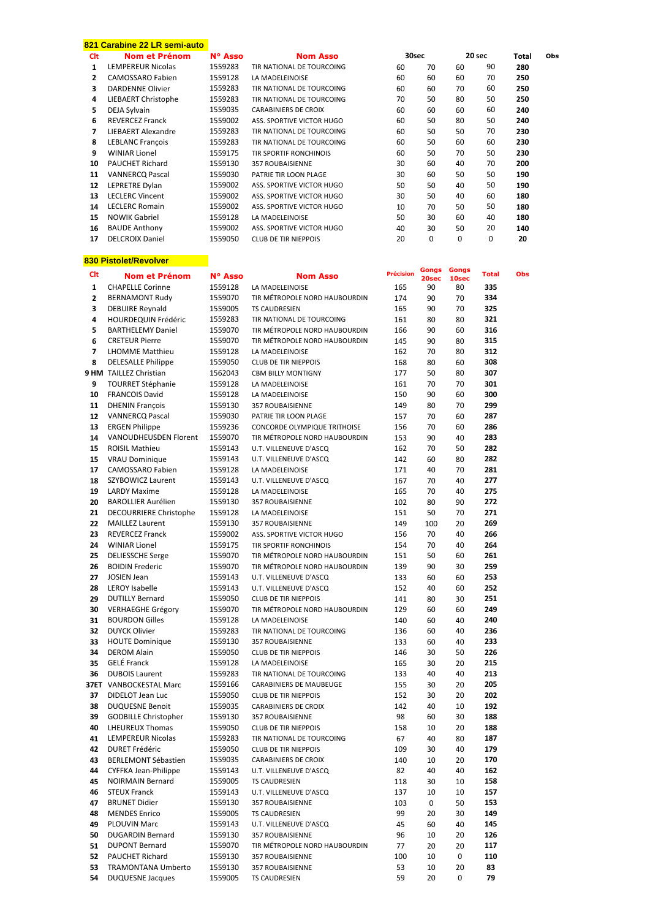### 821 Carabine 22 LR semi-auto

| Clt | Nom et Prénom | N° Asso | Nom Asso | 30sec | | 20 sec | | Total | Obs |
|---|---|---|---|---|---|---|---|---|---|
| 1 | LEMPEREUR Nicolas | 1559283 | TIR NATIONAL DE TOURCOING | 60 | 70 | 60 | 90 | **280** | |
| 2 | CAMOSSARO Fabien | 1559128 | LA MADELEINOISE | 60 | 60 | 60 | 70 | **250** | |
| 3 | DARDENNE Olivier | 1559283 | TIR NATIONAL DE TOURCOING | 60 | 60 | 70 | 60 | **250** | |
| 4 | LIEBAERT Christophe | 1559283 | TIR NATIONAL DE TOURCOING | 70 | 50 | 80 | 50 | **250** | |
| 5 | DEJA Sylvain | 1559035 | CARABINIERS DE CROIX | 60 | 60 | 60 | 60 | **240** | |
| 6 | REVERCEZ Franck | 1559002 | ASS. SPORTIVE VICTOR HUGO | 60 | 50 | 80 | 50 | **240** | |
| 7 | LIEBAERT Alexandre | 1559283 | TIR NATIONAL DE TOURCOING | 60 | 50 | 50 | 70 | **230** | |
| 8 | LEBLANC François | 1559283 | TIR NATIONAL DE TOURCOING | 60 | 50 | 60 | 60 | **230** | |
| 9 | WINIAR Lionel | 1559175 | TIR SPORTIF RONCHINOIS | 60 | 50 | 70 | 50 | **230** | |
| 10 | PAUCHET Richard | 1559130 | 357 ROUBAISIENNE | 30 | 60 | 40 | 70 | **200** | |
| 11 | VANNERCQ Pascal | 1559030 | PATRIE TIR LOON PLAGE | 30 | 60 | 50 | 50 | **190** | |
| 12 | LEPRETRE Dylan | 1559002 | ASS. SPORTIVE VICTOR HUGO | 50 | 50 | 40 | 50 | **190** | |
| 13 | LECLERC Vincent | 1559002 | ASS. SPORTIVE VICTOR HUGO | 30 | 50 | 40 | 60 | **180** | |
| 14 | LECLERC Romain | 1559002 | ASS. SPORTIVE VICTOR HUGO | 10 | 70 | 50 | 50 | **180** | |
| 15 | NOWIK Gabriel | 1559128 | LA MADELEINOISE | 50 | 30 | 60 | 40 | **180** | |
| 16 | BAUDE Anthony | 1559002 | ASS. SPORTIVE VICTOR HUGO | 40 | 30 | 50 | 20 | **140** | |
| 17 | DELCROIX Daniel | 1559050 | CLUB DE TIR NIEPPOIS | 20 | 0 | 0 | 0 | **20** | |

### 830 Pistolet/Revolver

| Clt | Nom et Prénom | N° Asso | Nom Asso | Précision | Gongs 20sec | Gongs 10sec | Total | Obs |
|---|---|---|---|---|---|---|---|---|
| 1 | CHAPELLE Corinne | 1559128 | LA MADELEINOISE | 165 | 90 | 80 | **335** | |
| 2 | BERNAMONT Rudy | 1559070 | TIR MÉTROPOLE NORD HAUBOURDIN | 174 | 90 | 70 | **334** | |
| 3 | DEBUIRE Reynald | 1559005 | TS CAUDRESIEN | 165 | 90 | 70 | **325** | |
| 4 | HOURDEQUIN Frédéric | 1559283 | TIR NATIONAL DE TOURCOING | 161 | 80 | 80 | **321** | |
| 5 | BARTHELEMY Daniel | 1559070 | TIR MÉTROPOLE NORD HAUBOURDIN | 166 | 90 | 60 | **316** | |
| 6 | CRETEUR Pierre | 1559070 | TIR MÉTROPOLE NORD HAUBOURDIN | 145 | 90 | 80 | **315** | |
| 7 | LHOMME Matthieu | 1559128 | LA MADELEINOISE | 162 | 70 | 80 | **312** | |
| 8 | DELESALLE Philippe | 1559050 | CLUB DE TIR NIEPPOIS | 168 | 80 | 60 | **308** | |
| 9 HM | TAILLEZ Christian | 1562043 | CBM BILLY MONTIGNY | 177 | 50 | 80 | **307** | |
| 9 | TOURRET Stéphanie | 1559128 | LA MADELEINOISE | 161 | 70 | 70 | **301** | |
| 10 | FRANCOIS David | 1559128 | LA MADELEINOISE | 150 | 90 | 60 | **300** | |
| 11 | DHENIN François | 1559130 | 357 ROUBAISIENNE | 149 | 80 | 70 | **299** | |
| 12 | VANNERCQ Pascal | 1559030 | PATRIE TIR LOON PLAGE | 157 | 70 | 60 | **287** | |
| 13 | ERGEN Philippe | 1559236 | CONCORDE OLYMPIQUE TRITHOISE | 156 | 70 | 60 | **286** | |
| 14 | VANOUDHEUSDEN Florent | 1559070 | TIR MÉTROPOLE NORD HAUBOURDIN | 153 | 90 | 40 | **283** | |
| 15 | ROISIL Mathieu | 1559143 | U.T. VILLENEUVE D'ASCQ | 162 | 70 | 50 | **282** | |
| 15 | VRAU Dominique | 1559143 | U.T. VILLENEUVE D'ASCQ | 142 | 60 | 80 | **282** | |
| 17 | CAMOSSARO Fabien | 1559128 | LA MADELEINOISE | 171 | 40 | 70 | **281** | |
| 18 | SZYBOWICZ Laurent | 1559143 | U.T. VILLENEUVE D'ASCQ | 167 | 70 | 40 | **277** | |
| 19 | LARDY Maxime | 1559128 | LA MADELEINOISE | 165 | 70 | 40 | **275** | |
| 20 | BAROLLIER Aurélien | 1559130 | 357 ROUBAISIENNE | 102 | 80 | 90 | **272** | |
| 21 | DECOURRIERE Christophe | 1559128 | LA MADELEINOISE | 151 | 50 | 70 | **271** | |
| 22 | MAILLEZ Laurent | 1559130 | 357 ROUBAISIENNE | 149 | 100 | 20 | **269** | |
| 23 | REVERCEZ Franck | 1559002 | ASS. SPORTIVE VICTOR HUGO | 156 | 70 | 40 | **266** | |
| 24 | WINIAR Lionel | 1559175 | TIR SPORTIF RONCHINOIS | 154 | 70 | 40 | **264** | |
| 25 | DELIESSCHE Serge | 1559070 | TIR MÉTROPOLE NORD HAUBOURDIN | 151 | 50 | 60 | **261** | |
| 26 | BOIDIN Frederic | 1559070 | TIR MÉTROPOLE NORD HAUBOURDIN | 139 | 90 | 30 | **259** | |
| 27 | JOSIEN Jean | 1559143 | U.T. VILLENEUVE D'ASCQ | 133 | 60 | 60 | **253** | |
| 28 | LEROY Isabelle | 1559143 | U.T. VILLENEUVE D'ASCQ | 152 | 40 | 60 | **252** | |
| 29 | DUTILLY Bernard | 1559050 | CLUB DE TIR NIEPPOIS | 141 | 80 | 30 | **251** | |
| 30 | VERHAEGHE Grégory | 1559070 | TIR MÉTROPOLE NORD HAUBOURDIN | 129 | 60 | 60 | **249** | |
| 31 | BOURDON Gilles | 1559128 | LA MADELEINOISE | 140 | 60 | 40 | **240** | |
| 32 | DUYCK Olivier | 1559283 | TIR NATIONAL DE TOURCOING | 136 | 60 | 40 | **236** | |
| 33 | HOUTE Dominique | 1559130 | 357 ROUBAISIENNE | 133 | 60 | 40 | **233** | |
| 34 | DEROM Alain | 1559050 | CLUB DE TIR NIEPPOIS | 146 | 30 | 50 | **226** | |
| 35 | GELÉ Franck | 1559128 | LA MADELEINOISE | 165 | 30 | 20 | **215** | |
| 36 | DUBOIS Laurent | 1559283 | TIR NATIONAL DE TOURCOING | 133 | 40 | 40 | **213** | |
| 37ET | VANBOCKESTAL Marc | 1559166 | CARABINIERS DE MAUBEUGE | 155 | 30 | 20 | **205** | |
| 37 | DIDELOT Jean Luc | 1559050 | CLUB DE TIR NIEPPOIS | 152 | 30 | 20 | **202** | |
| 38 | DUQUESNE Benoit | 1559035 | CARABINIERS DE CROIX | 142 | 40 | 10 | **192** | |
| 39 | GODBILLE Christopher | 1559130 | 357 ROUBAISIENNE | 98 | 60 | 30 | **188** | |
| 40 | LHEUREUX Thomas | 1559050 | CLUB DE TIR NIEPPOIS | 158 | 10 | 20 | **188** | |
| 41 | LEMPEREUR Nicolas | 1559283 | TIR NATIONAL DE TOURCOING | 67 | 40 | 80 | **187** | |
| 42 | DURET Frédéric | 1559050 | CLUB DE TIR NIEPPOIS | 109 | 30 | 40 | **179** | |
| 43 | BERLEMONT Sébastien | 1559035 | CARABINIERS DE CROIX | 140 | 10 | 20 | **170** | |
| 44 | CYFFKA Jean-Philippe | 1559143 | U.T. VILLENEUVE D'ASCQ | 82 | 40 | 40 | **162** | |
| 45 | NOIRMAIN Bernard | 1559005 | TS CAUDRESIEN | 118 | 30 | 10 | **158** | |
| 46 | STEUX Franck | 1559143 | U.T. VILLENEUVE D'ASCQ | 137 | 10 | 10 | **157** | |
| 47 | BRUNET Didier | 1559130 | 357 ROUBAISIENNE | 103 | 0 | 50 | **153** | |
| 48 | MENDES Enrico | 1559005 | TS CAUDRESIEN | 99 | 20 | 30 | **149** | |
| 49 | PLOUVIN Marc | 1559143 | U.T. VILLENEUVE D'ASCQ | 45 | 60 | 40 | **145** | |
| 50 | DUGARDIN Bernard | 1559130 | 357 ROUBAISIENNE | 96 | 10 | 20 | **126** | |
| 51 | DUPONT Bernard | 1559070 | TIR MÉTROPOLE NORD HAUBOURDIN | 77 | 20 | 20 | **117** | |
| 52 | PAUCHET Richard | 1559130 | 357 ROUBAISIENNE | 100 | 10 | 0 | **110** | |
| 53 | TRAMONTANA Umberto | 1559130 | 357 ROUBAISIENNE | 53 | 10 | 20 | **83** | |
| 54 | DUQUESNE Jacques | 1559005 | TS CAUDRESIEN | 59 | 20 | 0 | **79** | |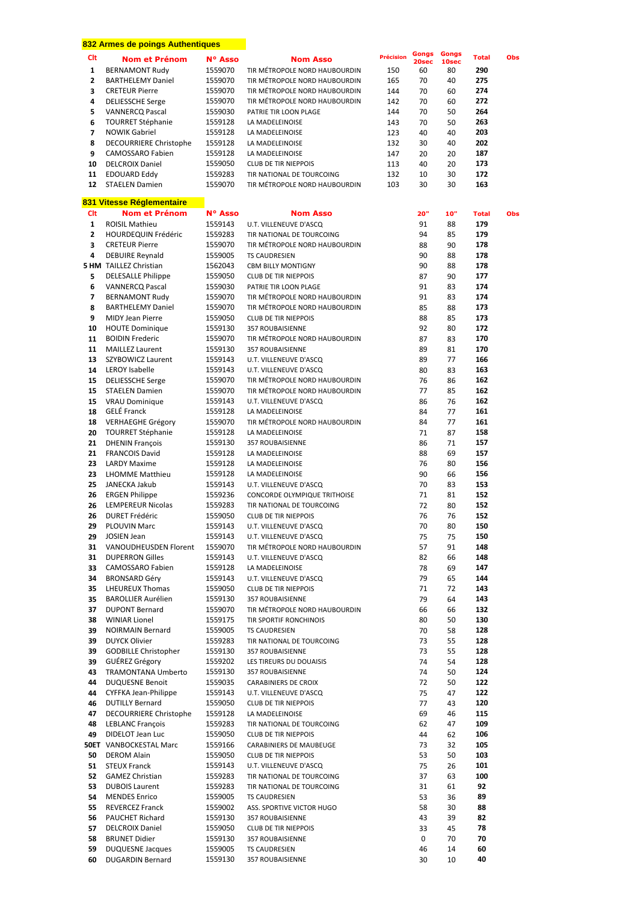## 832 Armes de poings Authentiques

| Clt | Nom et Prénom | N° Asso | Nom Asso | Précision | Gongs 20sec | Gongs 10sec | Total | Obs |
|---|---|---|---|---|---|---|---|---|
| 1 | BERNAMONT Rudy | 1559070 | TIR MÉTROPOLE NORD HAUBOURDIN | 150 | 60 | 80 | **290** | |
| 2 | BARTHELEMY Daniel | 1559070 | TIR MÉTROPOLE NORD HAUBOURDIN | 165 | 70 | 40 | **275** | |
| 3 | CRETEUR Pierre | 1559070 | TIR MÉTROPOLE NORD HAUBOURDIN | 144 | 70 | 60 | **274** | |
| 4 | DELIESSCHE Serge | 1559070 | TIR MÉTROPOLE NORD HAUBOURDIN | 142 | 70 | 60 | **272** | |
| 5 | VANNERCQ Pascal | 1559030 | PATRIE TIR LOON PLAGE | 144 | 70 | 50 | **264** | |
| 6 | TOURRET Stéphanie | 1559128 | LA MADELEINOISE | 143 | 70 | 50 | **263** | |
| 7 | NOWIK Gabriel | 1559128 | LA MADELEINOISE | 123 | 40 | 40 | **203** | |
| 8 | DECOURRIERE Christophe | 1559128 | LA MADELEINOISE | 132 | 30 | 40 | **202** | |
| 9 | CAMOSSARO Fabien | 1559128 | LA MADELEINOISE | 147 | 20 | 20 | **187** | |
| 10 | DELCROIX Daniel | 1559050 | CLUB DE TIR NIEPPOIS | 113 | 40 | 20 | **173** | |
| 11 | EDOUARD Eddy | 1559283 | TIR NATIONAL DE TOURCOING | 132 | 10 | 30 | **172** | |
| 12 | STAELEN Damien | 1559070 | TIR MÉTROPOLE NORD HAUBOURDIN | 103 | 30 | 30 | **163** | |

## 831 Vitesse Réglementaire

| Clt | Nom et Prénom | N° Asso | Nom Asso | 20" | 10" | Total | Obs |
|---|---|---|---|---|---|---|---|
| 1 | ROISIL Mathieu | 1559143 | U.T. VILLENEUVE D'ASCQ | 91 | 88 | **179** | |
| 2 | HOURDEQUIN Frédéric | 1559283 | TIR NATIONAL DE TOURCOING | 94 | 85 | **179** | |
| 3 | CRETEUR Pierre | 1559070 | TIR MÉTROPOLE NORD HAUBOURDIN | 88 | 90 | **178** | |
| 4 | DEBUIRE Reynald | 1559005 | TS CAUDRESIEN | 90 | 88 | **178** | |
| 5 HM | TAILLEZ Christian | 1562043 | CBM BILLY MONTIGNY | 90 | 88 | **178** | |
| 5 | DELESALLE Philippe | 1559050 | CLUB DE TIR NIEPPOIS | 87 | 90 | **177** | |
| 6 | VANNERCQ Pascal | 1559030 | PATRIE TIR LOON PLAGE | 91 | 83 | **174** | |
| 7 | BERNAMONT Rudy | 1559070 | TIR MÉTROPOLE NORD HAUBOURDIN | 91 | 83 | **174** | |
| 8 | BARTHELEMY Daniel | 1559070 | TIR MÉTROPOLE NORD HAUBOURDIN | 85 | 88 | **173** | |
| 9 | MIDY Jean Pierre | 1559050 | CLUB DE TIR NIEPPOIS | 88 | 85 | **173** | |
| 10 | HOUTE Dominique | 1559130 | 357 ROUBAISIENNE | 92 | 80 | **172** | |
| 11 | BOIDIN Frederic | 1559070 | TIR MÉTROPOLE NORD HAUBOURDIN | 87 | 83 | **170** | |
| 11 | MAILLEZ Laurent | 1559130 | 357 ROUBAISIENNE | 89 | 81 | **170** | |
| 13 | SZYBOWICZ Laurent | 1559143 | U.T. VILLENEUVE D'ASCQ | 89 | 77 | **166** | |
| 14 | LEROY Isabelle | 1559143 | U.T. VILLENEUVE D'ASCQ | 80 | 83 | **163** | |
| 15 | DELIESSCHE Serge | 1559070 | TIR MÉTROPOLE NORD HAUBOURDIN | 76 | 86 | **162** | |
| 15 | STAELEN Damien | 1559070 | TIR MÉTROPOLE NORD HAUBOURDIN | 77 | 85 | **162** | |
| 15 | VRAU Dominique | 1559143 | U.T. VILLENEUVE D'ASCQ | 86 | 76 | **162** | |
| 18 | GELÉ Franck | 1559128 | LA MADELEINOISE | 84 | 77 | **161** | |
| 18 | VERHAEGHE Grégory | 1559070 | TIR MÉTROPOLE NORD HAUBOURDIN | 84 | 77 | **161** | |
| 20 | TOURRET Stéphanie | 1559128 | LA MADELEINOISE | 71 | 87 | **158** | |
| 21 | DHENIN François | 1559130 | 357 ROUBAISIENNE | 86 | 71 | **157** | |
| 21 | FRANCOIS David | 1559128 | LA MADELEINOISE | 88 | 69 | **157** | |
| 23 | LARDY Maxime | 1559128 | LA MADELEINOISE | 76 | 80 | **156** | |
| 23 | LHOMME Matthieu | 1559128 | LA MADELEINOISE | 90 | 66 | **156** | |
| 25 | JANECKA Jakub | 1559143 | U.T. VILLENEUVE D'ASCQ | 70 | 83 | **153** | |
| 26 | ERGEN Philippe | 1559236 | CONCORDE OLYMPIQUE TRITHOISE | 71 | 81 | **152** | |
| 26 | LEMPEREUR Nicolas | 1559283 | TIR NATIONAL DE TOURCOING | 72 | 80 | **152** | |
| 26 | DURET Frédéric | 1559050 | CLUB DE TIR NIEPPOIS | 76 | 76 | **152** | |
| 29 | PLOUVIN Marc | 1559143 | U.T. VILLENEUVE D'ASCQ | 70 | 80 | **150** | |
| 29 | JOSIEN Jean | 1559143 | U.T. VILLENEUVE D'ASCQ | 75 | 75 | **150** | |
| 31 | VANOUDHEUSDEN Florent | 1559070 | TIR MÉTROPOLE NORD HAUBOURDIN | 57 | 91 | **148** | |
| 31 | DUPERRON Gilles | 1559143 | U.T. VILLENEUVE D'ASCQ | 82 | 66 | **148** | |
| 33 | CAMOSSARO Fabien | 1559128 | LA MADELEINOISE | 78 | 69 | **147** | |
| 34 | BRONSARD Géry | 1559143 | U.T. VILLENEUVE D'ASCQ | 79 | 65 | **144** | |
| 35 | LHEUREUX Thomas | 1559050 | CLUB DE TIR NIEPPOIS | 71 | 72 | **143** | |
| 35 | BAROLLIER Aurélien | 1559130 | 357 ROUBAISIENNE | 79 | 64 | **143** | |
| 37 | DUPONT Bernard | 1559070 | TIR MÉTROPOLE NORD HAUBOURDIN | 66 | 66 | **132** | |
| 38 | WINIAR Lionel | 1559175 | TIR SPORTIF RONCHINOIS | 80 | 50 | **130** | |
| 39 | NOIRMAIN Bernard | 1559005 | TS CAUDRESIEN | 70 | 58 | **128** | |
| 39 | DUYCK Olivier | 1559283 | TIR NATIONAL DE TOURCOING | 73 | 55 | **128** | |
| 39 | GODBILLE Christopher | 1559130 | 357 ROUBAISIENNE | 73 | 55 | **128** | |
| 39 | GUÉREZ Grégory | 1559202 | LES TIREURS DU DOUAISIS | 74 | 54 | **128** | |
| 43 | TRAMONTANA Umberto | 1559130 | 357 ROUBAISIENNE | 74 | 50 | **124** | |
| 44 | DUQUESNE Benoit | 1559035 | CARABINIERS DE CROIX | 72 | 50 | **122** | |
| 44 | CYFFKA Jean-Philippe | 1559143 | U.T. VILLENEUVE D'ASCQ | 75 | 47 | **122** | |
| 46 | DUTILLY Bernard | 1559050 | CLUB DE TIR NIEPPOIS | 77 | 43 | **120** | |
| 47 | DECOURRIERE Christophe | 1559128 | LA MADELEINOISE | 69 | 46 | **115** | |
| 48 | LEBLANC François | 1559283 | TIR NATIONAL DE TOURCOING | 62 | 47 | **109** | |
| 49 | DIDELOT Jean Luc | 1559050 | CLUB DE TIR NIEPPOIS | 44 | 62 | **106** | |
| 50ET | VANBOCKESTAL Marc | 1559166 | CARABINIERS DE MAUBEUGE | 73 | 32 | **105** | |
| 50 | DEROM Alain | 1559050 | CLUB DE TIR NIEPPOIS | 53 | 50 | **103** | |
| 51 | STEUX Franck | 1559143 | U.T. VILLENEUVE D'ASCQ | 75 | 26 | **101** | |
| 52 | GAMEZ Christian | 1559283 | TIR NATIONAL DE TOURCOING | 37 | 63 | **100** | |
| 53 | DUBOIS Laurent | 1559283 | TIR NATIONAL DE TOURCOING | 31 | 61 | **92** | |
| 54 | MENDES Enrico | 1559005 | TS CAUDRESIEN | 53 | 36 | **89** | |
| 55 | REVERCEZ Franck | 1559002 | ASS. SPORTIVE VICTOR HUGO | 58 | 30 | **88** | |
| 56 | PAUCHET Richard | 1559130 | 357 ROUBAISIENNE | 43 | 39 | **82** | |
| 57 | DELCROIX Daniel | 1559050 | CLUB DE TIR NIEPPOIS | 33 | 45 | **78** | |
| 58 | BRUNET Didier | 1559130 | 357 ROUBAISIENNE | 0 | 70 | **70** | |
| 59 | DUQUESNE Jacques | 1559005 | TS CAUDRESIEN | 46 | 14 | **60** | |
| 60 | DUGARDIN Bernard | 1559130 | 357 ROUBAISIENNE | 30 | 10 | **40** | |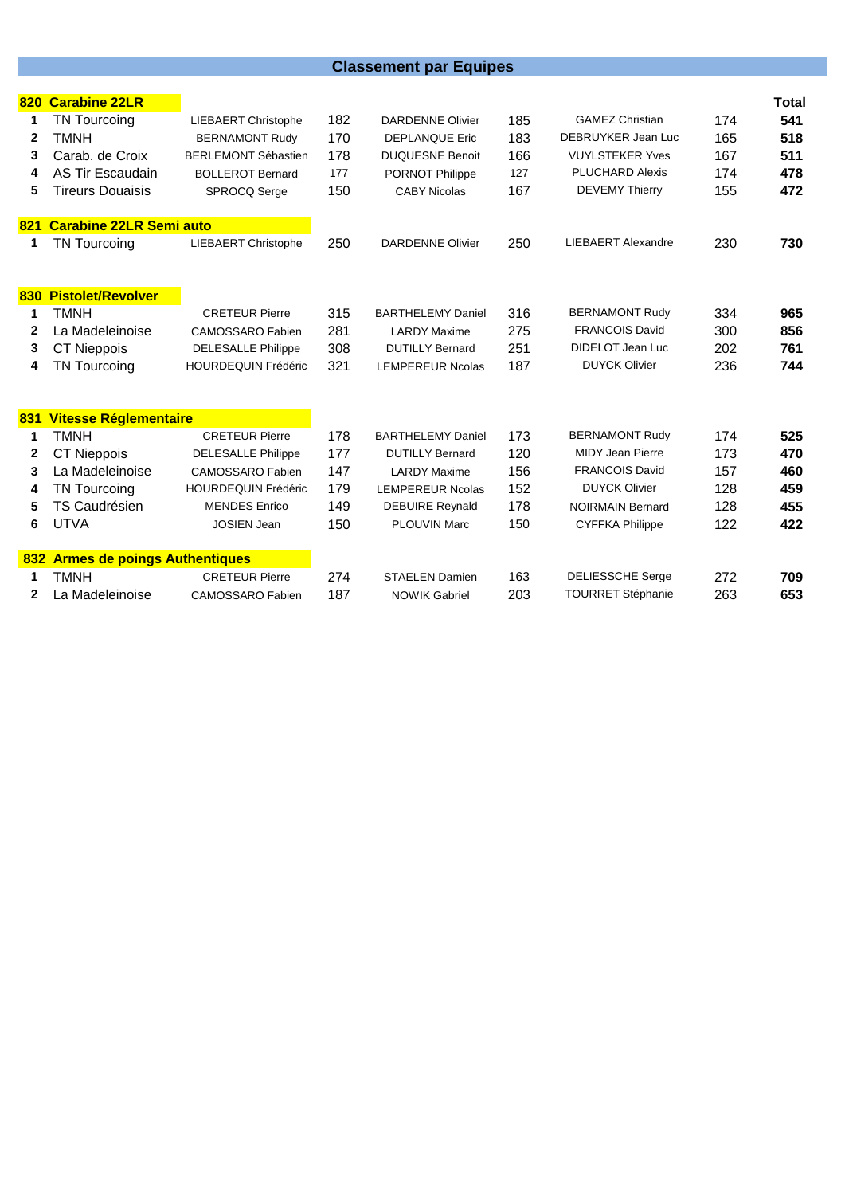## Classement par Equipes

| | | | | | | | | |
|---|---|---|---|---|---|---|---|---|
| **820** | **Carabine 22LR** | | | | | | | **Total** |
| **1** | TN Tourcoing | LIEBAERT Christophe | 182 | DARDENNE Olivier | 185 | GAMEZ Christian | 174 | **541** |
| **2** | TMNH | BERNAMONT Rudy | 170 | DEPLANQUE Eric | 183 | DEBRUYKER Jean Luc | 165 | **518** |
| **3** | Carab. de Croix | BERLEMONT Sébastien | 178 | DUQUESNE Benoit | 166 | VUYLSTEKER Yves | 167 | **511** |
| **4** | AS Tir Escaudain | BOLLEROT Bernard | 177 | PORNOT Philippe | 127 | PLUCHARD Alexis | 174 | **478** |
| **5** | Tireurs Douaisis | SPROCQ Serge | 150 | CABY Nicolas | 167 | DEVEMY Thierry | 155 | **472** |
| **821** | **Carabine 22LR Semi auto** | | | | | | | |
| **1** | TN Tourcoing | LIEBAERT Christophe | 250 | DARDENNE Olivier | 250 | LIEBAERT Alexandre | 230 | **730** |
| **830** | **Pistolet/Revolver** | | | | | | | |
| **1** | TMNH | CRETEUR Pierre | 315 | BARTHELEMY Daniel | 316 | BERNAMONT Rudy | 334 | **965** |
| **2** | La Madeleinoise | CAMOSSARO Fabien | 281 | LARDY Maxime | 275 | FRANCOIS David | 300 | **856** |
| **3** | CT Nieppois | DELESALLE Philippe | 308 | DUTILLY Bernard | 251 | DIDELOT Jean Luc | 202 | **761** |
| **4** | TN Tourcoing | HOURDEQUIN Frédéric | 321 | LEMPEREUR Ncolas | 187 | DUYCK Olivier | 236 | **744** |
| **831** | **Vitesse Réglementaire** | | | | | | | |
| **1** | TMNH | CRETEUR Pierre | 178 | BARTHELEMY Daniel | 173 | BERNAMONT Rudy | 174 | **525** |
| **2** | CT Nieppois | DELESALLE Philippe | 177 | DUTILLY Bernard | 120 | MIDY Jean Pierre | 173 | **470** |
| **3** | La Madeleinoise | CAMOSSARO Fabien | 147 | LARDY Maxime | 156 | FRANCOIS David | 157 | **460** |
| **4** | TN Tourcoing | HOURDEQUIN Frédéric | 179 | LEMPEREUR Ncolas | 152 | DUYCK Olivier | 128 | **459** |
| **5** | TS Caudrésien | MENDES Enrico | 149 | DEBUIRE Reynald | 178 | NOIRMAIN Bernard | 128 | **455** |
| **6** | UTVA | JOSIEN Jean | 150 | PLOUVIN Marc | 150 | CYFFKA Philippe | 122 | **422** |
| **832** | **Armes de poings Authentiques** | | | | | | | |
| **1** | TMNH | CRETEUR Pierre | 274 | STAELEN Damien | 163 | DELIESSCHE Serge | 272 | **709** |
| **2** | La Madeleinoise | CAMOSSARO Fabien | 187 | NOWIK Gabriel | 203 | TOURRET Stéphanie | 263 | **653** |